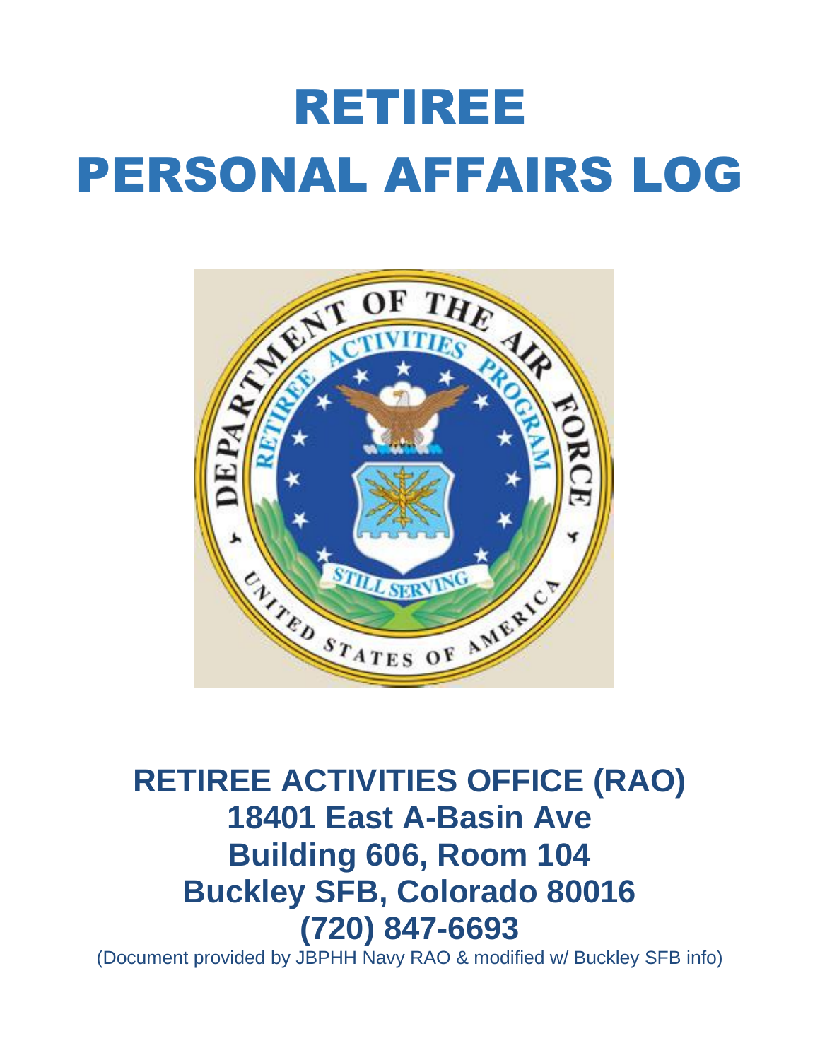# RETIREE
# PERSONAL AFFAIRS LOG

**RETIREE ACTIVITIES OFFICE (RAO)**
**18401 East A-Basin Ave**
**Building 606, Room 104**
**Buckley SFB, Colorado 80016**
**(720) 847-6693**

(Document provided by JBPHH Navy RAO & modified w/ Buckley SFB info)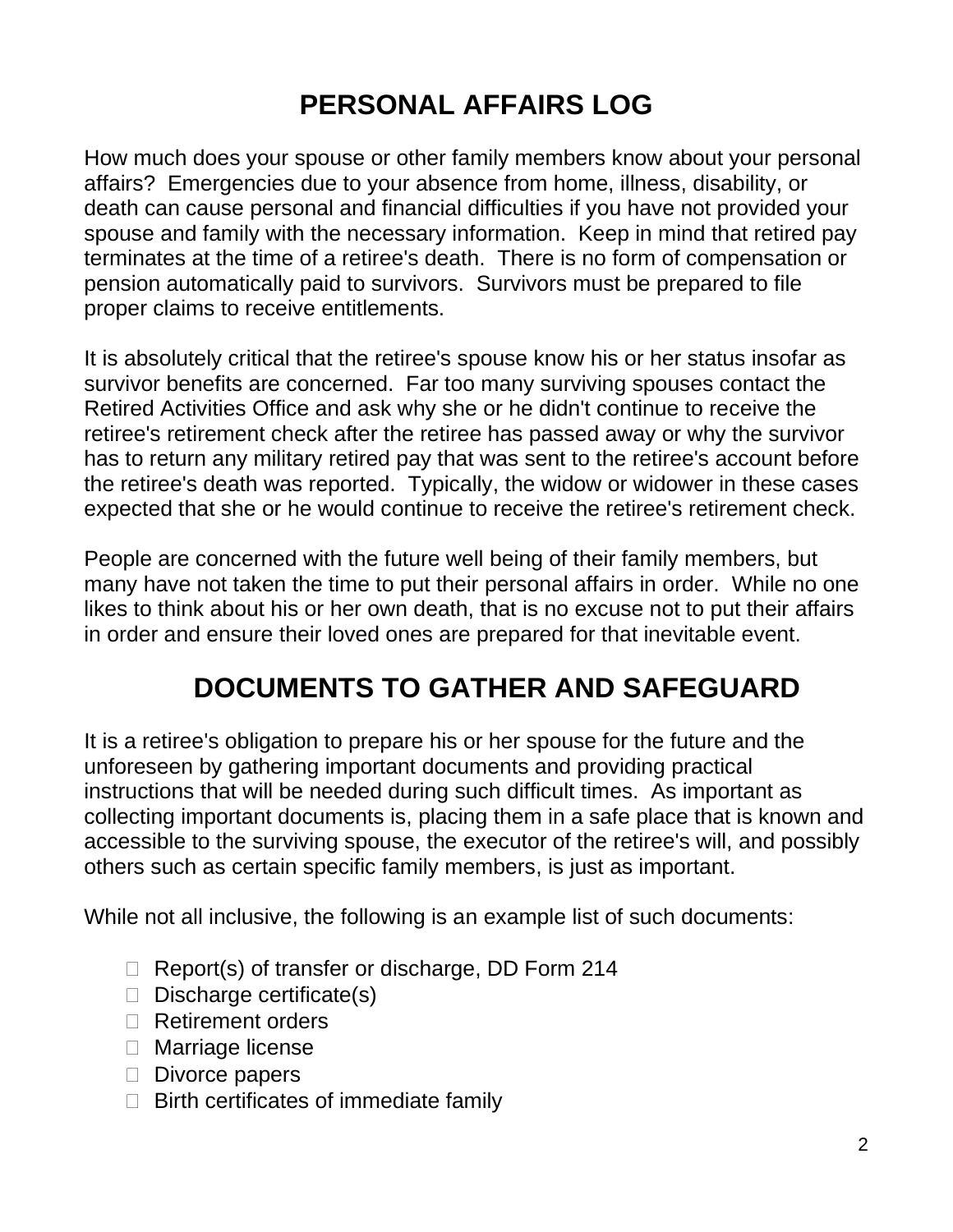# PERSONAL AFFAIRS LOG

How much does your spouse or other family members know about your personal affairs? Emergencies due to your absence from home, illness, disability, or death can cause personal and financial difficulties if you have not provided your spouse and family with the necessary information. Keep in mind that retired pay terminates at the time of a retiree's death. There is no form of compensation or pension automatically paid to survivors. Survivors must be prepared to file proper claims to receive entitlements.

It is absolutely critical that the retiree's spouse know his or her status insofar as survivor benefits are concerned. Far too many surviving spouses contact the Retired Activities Office and ask why she or he didn't continue to receive the retiree's retirement check after the retiree has passed away or why the survivor has to return any military retired pay that was sent to the retiree's account before the retiree's death was reported. Typically, the widow or widower in these cases expected that she or he would continue to receive the retiree's retirement check.

People are concerned with the future well being of their family members, but many have not taken the time to put their personal affairs in order. While no one likes to think about his or her own death, that is no excuse not to put their affairs in order and ensure their loved ones are prepared for that inevitable event.

# DOCUMENTS TO GATHER AND SAFEGUARD

It is a retiree's obligation to prepare his or her spouse for the future and the unforeseen by gathering important documents and providing practical instructions that will be needed during such difficult times. As important as collecting important documents is, placing them in a safe place that is known and accessible to the surviving spouse, the executor of the retiree's will, and possibly others such as certain specific family members, is just as important.

While not all inclusive, the following is an example list of such documents:

- Report(s) of transfer or discharge, DD Form 214
- Discharge certificate(s)
- Retirement orders
- Marriage license
- Divorce papers
- Birth certificates of immediate family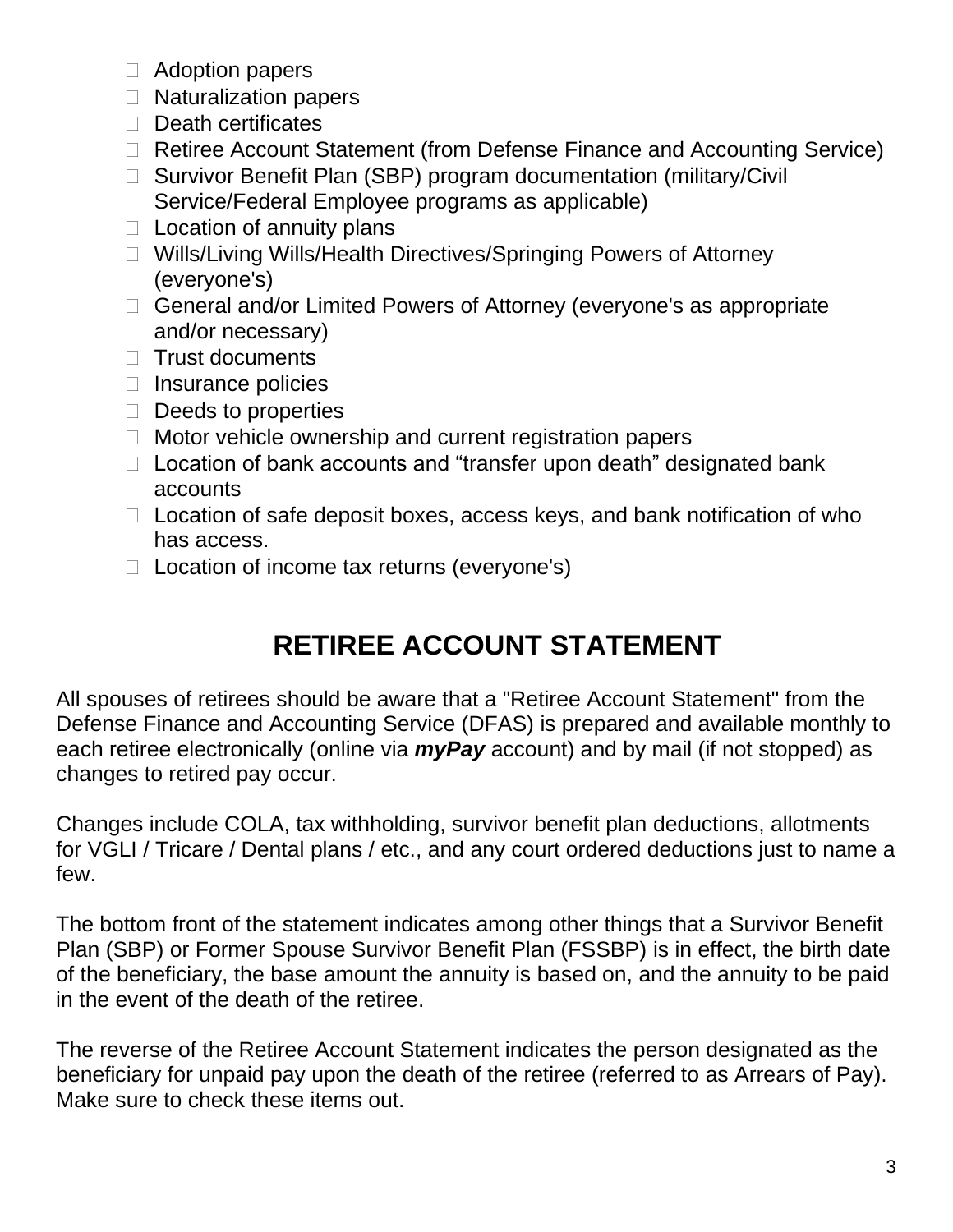- Adoption papers
- Naturalization papers
- Death certificates
- Retiree Account Statement (from Defense Finance and Accounting Service)
- Survivor Benefit Plan (SBP) program documentation (military/Civil Service/Federal Employee programs as applicable)
- Location of annuity plans
- Wills/Living Wills/Health Directives/Springing Powers of Attorney (everyone's)
- General and/or Limited Powers of Attorney (everyone's as appropriate and/or necessary)
- Trust documents
- Insurance policies
- Deeds to properties
- Motor vehicle ownership and current registration papers
- Location of bank accounts and “transfer upon death” designated bank accounts
- Location of safe deposit boxes, access keys, and bank notification of who has access.
- Location of income tax returns (everyone's)

## RETIREE ACCOUNT STATEMENT

All spouses of retirees should be aware that a "Retiree Account Statement" from the Defense Finance and Accounting Service (DFAS) is prepared and available monthly to each retiree electronically (online via ***myPay*** account) and by mail (if not stopped) as changes to retired pay occur.

Changes include COLA, tax withholding, survivor benefit plan deductions, allotments for VGLI / Tricare / Dental plans / etc., and any court ordered deductions just to name a few.

The bottom front of the statement indicates among other things that a Survivor Benefit Plan (SBP) or Former Spouse Survivor Benefit Plan (FSSBP) is in effect, the birth date of the beneficiary, the base amount the annuity is based on, and the annuity to be paid in the event of the death of the retiree.

The reverse of the Retiree Account Statement indicates the person designated as the beneficiary for unpaid pay upon the death of the retiree (referred to as Arrears of Pay). Make sure to check these items out.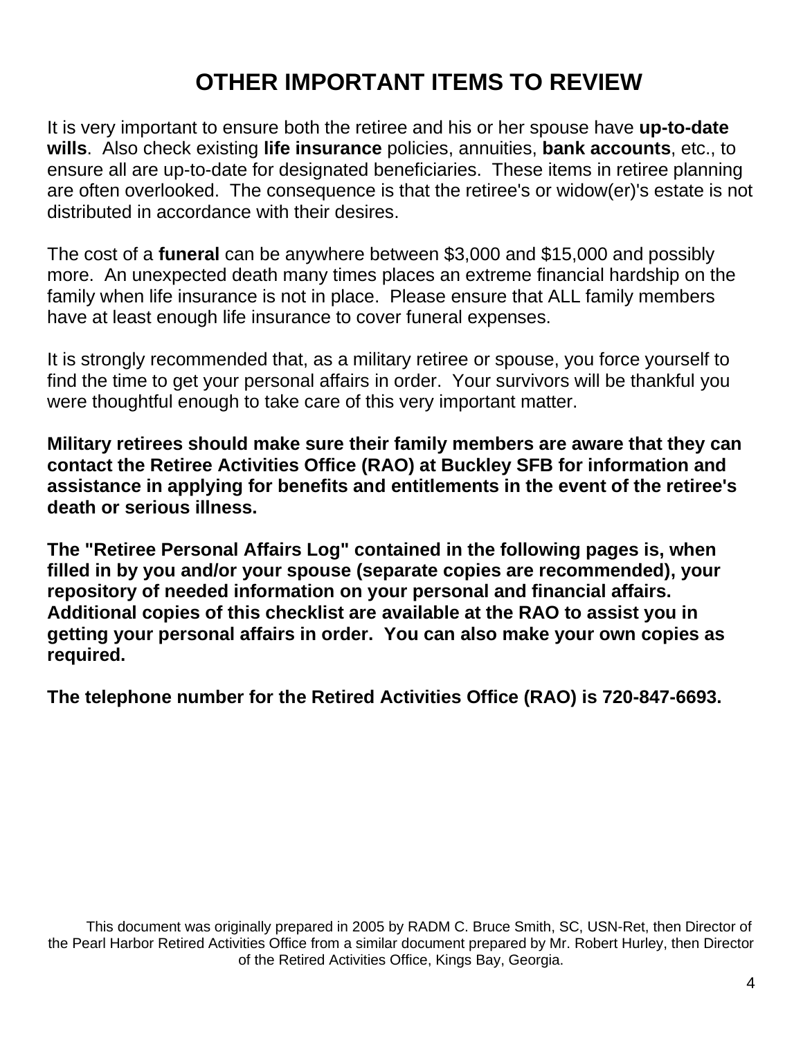# OTHER IMPORTANT ITEMS TO REVIEW

It is very important to ensure both the retiree and his or her spouse have **up-to-date wills**. Also check existing **life insurance** policies, annuities, **bank accounts**, etc., to ensure all are up-to-date for designated beneficiaries. These items in retiree planning are often overlooked. The consequence is that the retiree's or widow(er)'s estate is not distributed in accordance with their desires.

The cost of a **funeral** can be anywhere between $3,000 and $15,000 and possibly more. An unexpected death many times places an extreme financial hardship on the family when life insurance is not in place. Please ensure that ALL family members have at least enough life insurance to cover funeral expenses.

It is strongly recommended that, as a military retiree or spouse, you force yourself to find the time to get your personal affairs in order. Your survivors will be thankful you were thoughtful enough to take care of this very important matter.

**Military retirees should make sure their family members are aware that they can contact the Retiree Activities Office (RAO) at Buckley SFB for information and assistance in applying for benefits and entitlements in the event of the retiree's death or serious illness.**

**The "Retiree Personal Affairs Log" contained in the following pages is, when filled in by you and/or your spouse (separate copies are recommended), your repository of needed information on your personal and financial affairs. Additional copies of this checklist are available at the RAO to assist you in getting your personal affairs in order. You can also make your own copies as required.**

**The telephone number for the Retired Activities Office (RAO) is 720-847-6693.**

This document was originally prepared in 2005 by RADM C. Bruce Smith, SC, USN-Ret, then Director of the Pearl Harbor Retired Activities Office from a similar document prepared by Mr. Robert Hurley, then Director of the Retired Activities Office, Kings Bay, Georgia.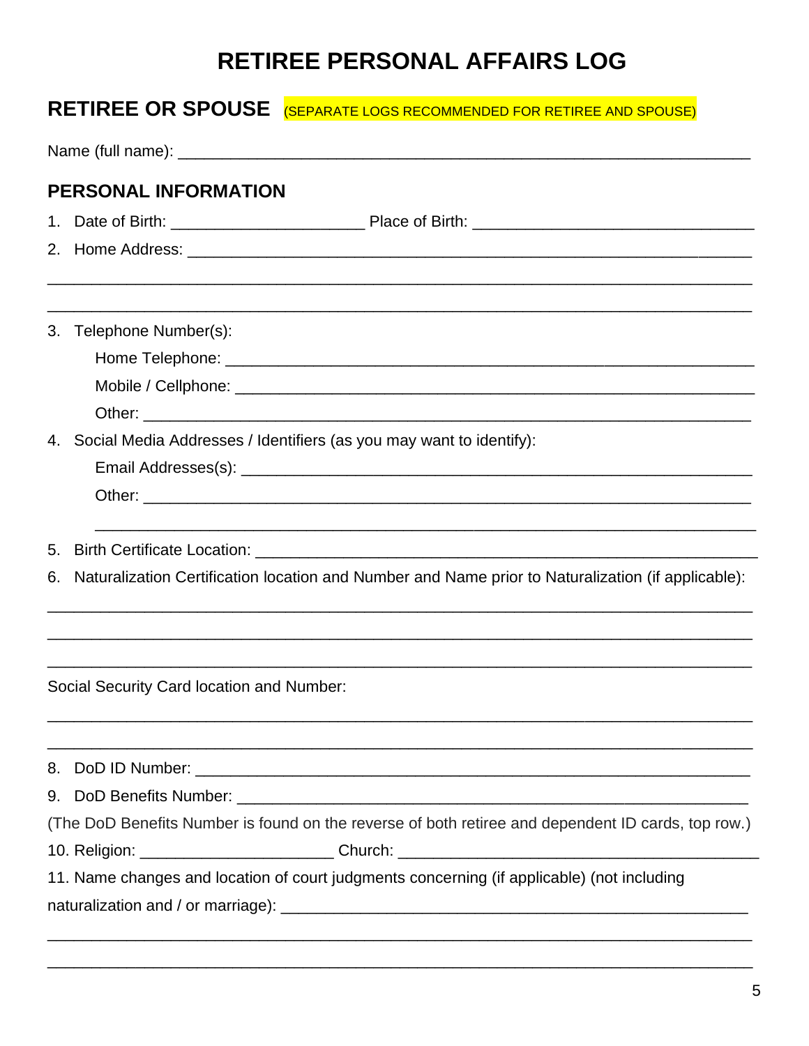# RETIREE PERSONAL AFFAIRS LOG

## RETIREE OR SPOUSE (SEPARATE LOGS RECOMMENDED FOR RETIREE AND SPOUSE)

Name (full name): ___________________________________________________________

### PERSONAL INFORMATION

1. Date of Birth: ____________________ Place of Birth: ___________________________
2. Home Address: _____________________________________________________________

___________________________________________________________________________

___________________________________________________________________________

3. Telephone Number(s):

   Home Telephone: _____________________________________________________

   Mobile / Cellphone: ___________________________________________________

   Other: ____________________________________________________________

4. Social Media Addresses / Identifiers (as you may want to identify):

   Email Addresses(s): ___________________________________________________

   Other: ____________________________________________________________

   ________________________________________________________________________

5. Birth Certificate Location: ______________________________________________________
6. Naturalization Certification location and Number and Name prior to Naturalization (if applicable):

___________________________________________________________________________

___________________________________________________________________________

___________________________________________________________________________

Social Security Card location and Number:

___________________________________________________________________________

___________________________________________________________________________

8. DoD ID Number: ___________________________________________________________
9. DoD Benefits Number: ______________________________________________________

(The DoD Benefits Number is found on the reverse of both retiree and dependent ID cards, top row.)

10. Religion: ____________________ Church: __________________________________

11. Name changes and location of court judgments concerning (if applicable) (not including naturalization and / or marriage): ______________________________________________

___________________________________________________________________________

___________________________________________________________________________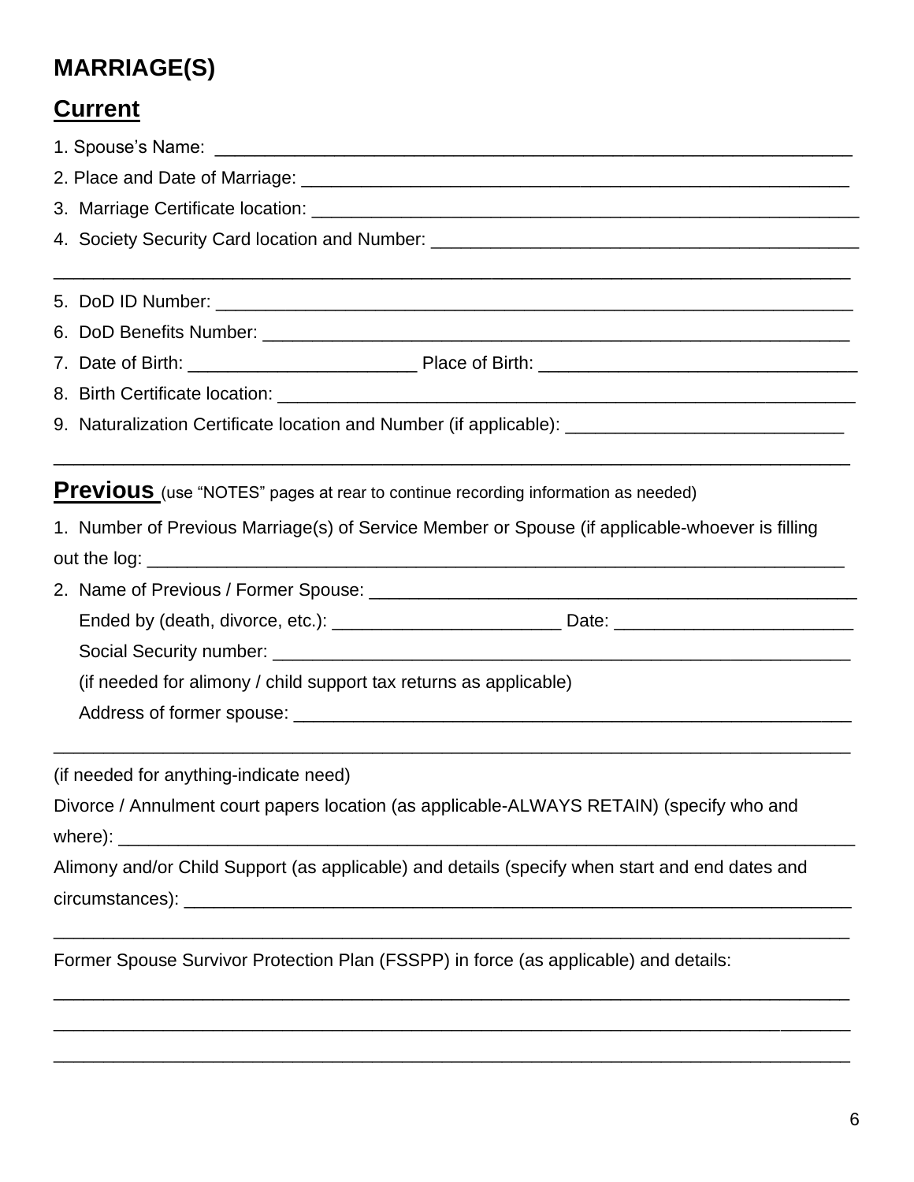## MARRIAGE(S)

### Current

1. Spouse's Name: ________________________________________________________________
2. Place and Date of Marriage: ____________________________________________________
3. Marriage Certificate location: __________________________________________________
4. Society Security Card location and Number: _______________________________________

_______________________________________________________________________________

5. DoD ID Number: ______________________________________________________________
6. DoD Benefits Number: _________________________________________________________
7. Date of Birth: _____________________ Place of Birth: ____________________________
8. Birth Certificate location: ______________________________________________________
9. Naturalization Certificate location and Number (if applicable): ___________________________

_______________________________________________________________________________

### Previous (use "NOTES" pages at rear to continue recording information as needed)

1. Number of Previous Marriage(s) of Service Member or Spouse (if applicable-whoever is filling out the log: _____________________________________________________________________
2. Name of Previous / Former Spouse: ______________________________________________

   Ended by (death, divorce, etc.): _____________________ Date: ______________________

   Social Security number: ________________________________________________________

   (if needed for alimony / child support tax returns as applicable)

   Address of former spouse: ______________________________________________________

_______________________________________________________________________________

(if needed for anything-indicate need)

Divorce / Annulment court papers location (as applicable-ALWAYS RETAIN) (specify who and where): ______________________________________________________________________

Alimony and/or Child Support (as applicable) and details (specify when start and end dates and circumstances): __________________________________________________________________

_______________________________________________________________________________

Former Spouse Survivor Protection Plan (FSSPP) in force (as applicable) and details:

_______________________________________________________________________________

_______________________________________________________________________________

_______________________________________________________________________________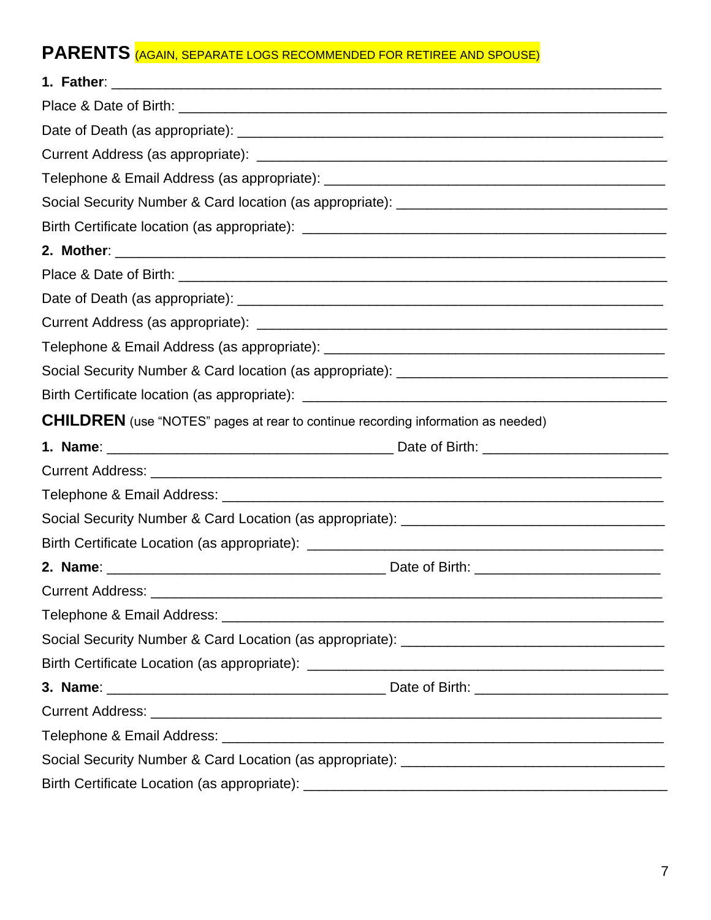## PARENTS (AGAIN, SEPARATE LOGS RECOMMENDED FOR RETIREE AND SPOUSE)

**1. Father**: ______________________________________________________________

Place & Date of Birth: ______________________________________________________

Date of Death (as appropriate): _______________________________________________

Current Address (as appropriate): _____________________________________________

Telephone & Email Address (as appropriate): ____________________________________

Social Security Number & Card location (as appropriate): _________________________

Birth Certificate location (as appropriate): _____________________________________

**2. Mother**: _____________________________________________________________

Place & Date of Birth: ______________________________________________________

Date of Death (as appropriate): _______________________________________________

Current Address (as appropriate): _____________________________________________

Telephone & Email Address (as appropriate): ____________________________________

Social Security Number & Card location (as appropriate): _________________________

Birth Certificate location (as appropriate): _____________________________________

## CHILDREN (use "NOTES" pages at rear to continue recording information as needed)

**1. Name**: ________________________________ Date of Birth: ____________________

Current Address: __________________________________________________________

Telephone & Email Address: __________________________________________________

Social Security Number & Card Location (as appropriate): __________________________

Birth Certificate Location (as appropriate): ____________________________________

**2. Name**: ________________________________ Date of Birth: ____________________

Current Address: __________________________________________________________

Telephone & Email Address: __________________________________________________

Social Security Number & Card Location (as appropriate): __________________________

Birth Certificate Location (as appropriate): ____________________________________

**3. Name**: ________________________________ Date of Birth: ____________________

Current Address: __________________________________________________________

Telephone & Email Address: __________________________________________________

Social Security Number & Card Location (as appropriate): __________________________

Birth Certificate Location (as appropriate): ____________________________________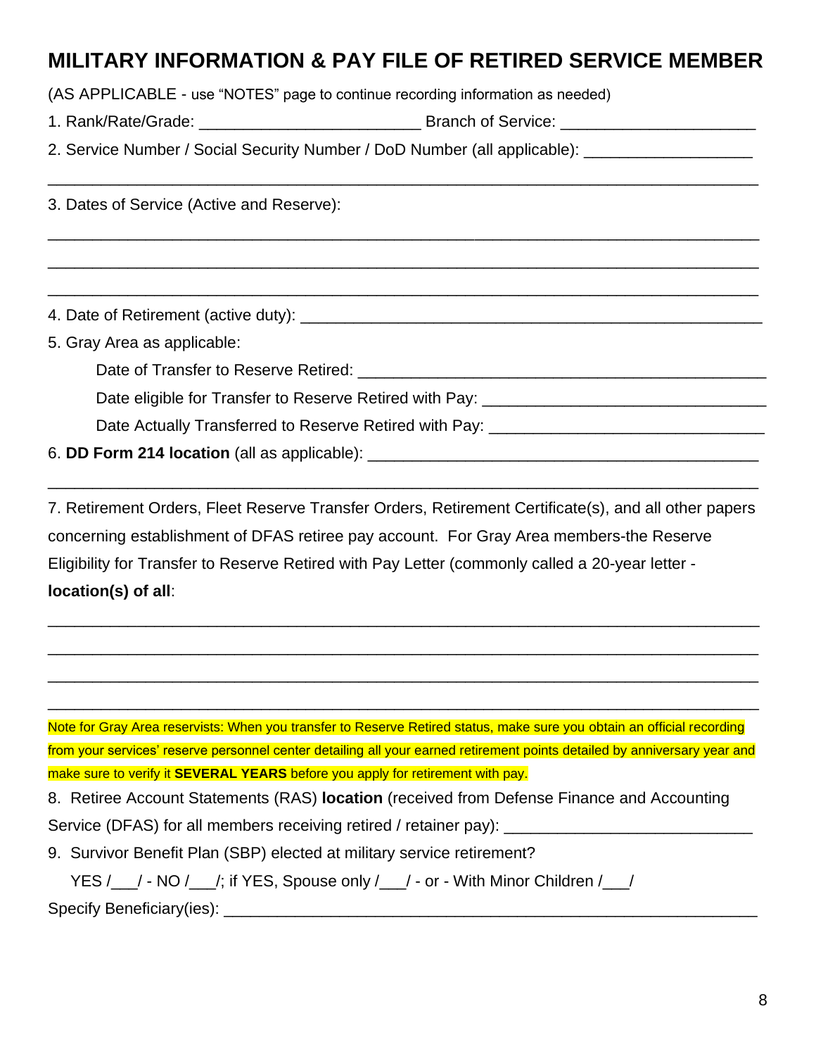# MILITARY INFORMATION & PAY FILE OF RETIRED SERVICE MEMBER

(AS APPLICABLE - use "NOTES" page to continue recording information as needed)

1. Rank/Rate/Grade: _________________________ Branch of Service: ______________________

2. Service Number / Social Security Number / DoD Number (all applicable): ___________________

_______________________________________________________________________________

3. Dates of Service (Active and Reserve):

_______________________________________________________________________________

_______________________________________________________________________________

_______________________________________________________________________________

4. Date of Retirement (active duty): ______________________________________________________

5. Gray Area as applicable:

   Date of Transfer to Reserve Retired: ______________________________________________

   Date eligible for Transfer to Reserve Retired with Pay: ________________________________

   Date Actually Transferred to Reserve Retired with Pay: ________________________________

6. **DD Form 214 location** (all as applicable): _____________________________________________

_______________________________________________________________________________

7. Retirement Orders, Fleet Reserve Transfer Orders, Retirement Certificate(s), and all other papers concerning establishment of DFAS retiree pay account. For Gray Area members-the Reserve Eligibility for Transfer to Reserve Retired with Pay Letter (commonly called a 20-year letter - **location(s) of all**:

_______________________________________________________________________________

_______________________________________________________________________________

_______________________________________________________________________________

_______________________________________________________________________________

Note for Gray Area reservists: When you transfer to Reserve Retired status, make sure you obtain an official recording from your services' reserve personnel center detailing all your earned retirement points detailed by anniversary year and make sure to verify it **SEVERAL YEARS** before you apply for retirement with pay.

8. Retiree Account Statements (RAS) **location** (received from Defense Finance and Accounting Service (DFAS) for all members receiving retired / retainer pay): ____________________________

9. Survivor Benefit Plan (SBP) elected at military service retirement?

   YES /___/ - NO /___/; if YES, Spouse only /___/ - or - With Minor Children /___/

Specify Beneficiary(ies): ______________________________________________________________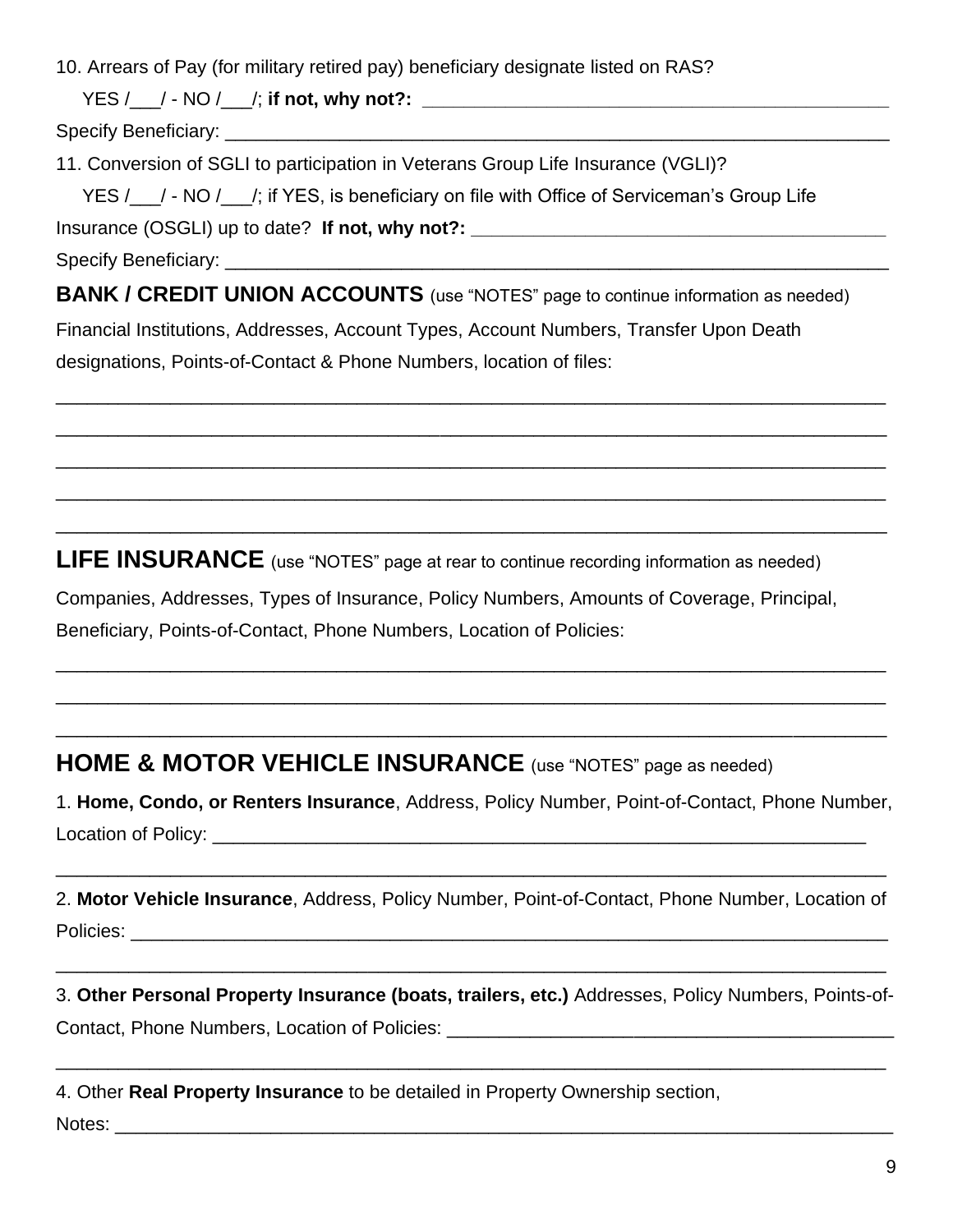10. Arrears of Pay (for military retired pay) beneficiary designate listed on RAS?

YES /___/ - NO /___/; **if not, why not?:** ______________________________________________

Specify Beneficiary: ________________________________________________________________

11. Conversion of SGLI to participation in Veterans Group Life Insurance (VGLI)?

YES /___/ - NO /___/; if YES, is beneficiary on file with Office of Serviceman's Group Life Insurance (OSGLI) up to date? **If not, why not?:** ________________________________________

Specify Beneficiary: ________________________________________________________________

## BANK / CREDIT UNION ACCOUNTS (use "NOTES" page to continue information as needed)

Financial Institutions, Addresses, Account Types, Account Numbers, Transfer Upon Death designations, Points-of-Contact & Phone Numbers, location of files:

_______________________________________________________________________________

_______________________________________________________________________________

_______________________________________________________________________________

_______________________________________________________________________________

_______________________________________________________________________________

## LIFE INSURANCE (use "NOTES" page at rear to continue recording information as needed)

Companies, Addresses, Types of Insurance, Policy Numbers, Amounts of Coverage, Principal, Beneficiary, Points-of-Contact, Phone Numbers, Location of Policies:

_______________________________________________________________________________

_______________________________________________________________________________

_______________________________________________________________________________

## HOME & MOTOR VEHICLE INSURANCE (use "NOTES" page as needed)

1. **Home, Condo, or Renters Insurance**, Address, Policy Number, Point-of-Contact, Phone Number, Location of Policy: ________________________________________________________________

_______________________________________________________________________________

2. **Motor Vehicle Insurance**, Address, Policy Number, Point-of-Contact, Phone Number, Location of Policies: ______________________________________________________________________

_______________________________________________________________________________

3. **Other Personal Property Insurance (boats, trailers, etc.)** Addresses, Policy Numbers, Points-of-Contact, Phone Numbers, Location of Policies: ____________________________________________

_______________________________________________________________________________

4. Other **Real Property Insurance** to be detailed in Property Ownership section,

Notes: _________________________________________________________________________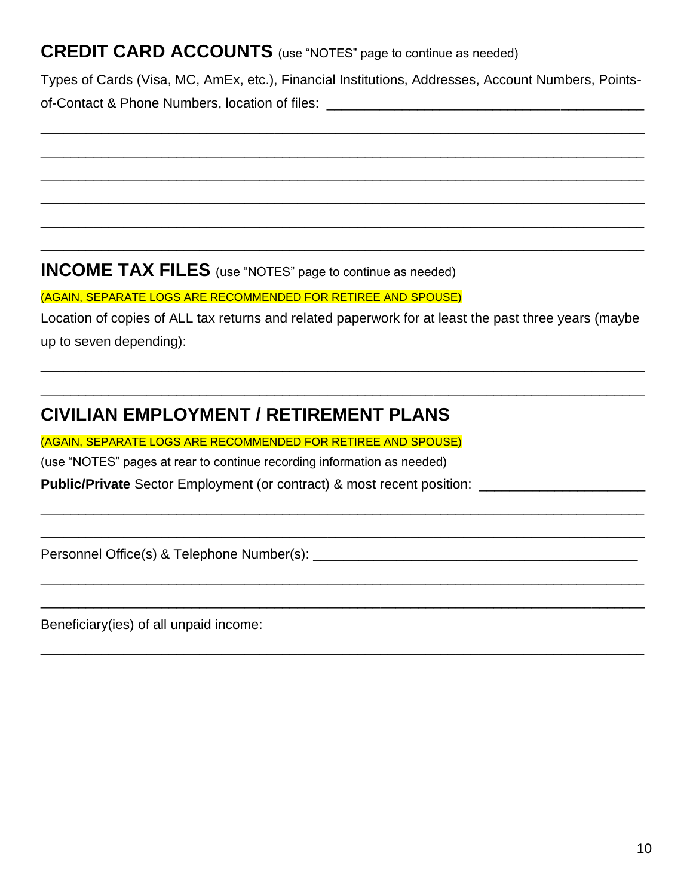## CREDIT CARD ACCOUNTS (use "NOTES" page to continue as needed)

Types of Cards (Visa, MC, AmEx, etc.), Financial Institutions, Addresses, Account Numbers, Points-of-Contact & Phone Numbers, location of files: ___________________________________________

______________________________________________________________________________

______________________________________________________________________________

______________________________________________________________________________

______________________________________________________________________________

______________________________________________________________________________

______________________________________________________________________________

## INCOME TAX FILES (use "NOTES" page to continue as needed)

(AGAIN, SEPARATE LOGS ARE RECOMMENDED FOR RETIREE AND SPOUSE)

Location of copies of ALL tax returns and related paperwork for at least the past three years (maybe up to seven depending):

______________________________________________________________________________

______________________________________________________________________________

## CIVILIAN EMPLOYMENT / RETIREMENT PLANS

(AGAIN, SEPARATE LOGS ARE RECOMMENDED FOR RETIREE AND SPOUSE)

(use "NOTES" pages at rear to continue recording information as needed)

**Public/Private** Sector Employment (or contract) & most recent position: ______________________

______________________________________________________________________________

______________________________________________________________________________

Personnel Office(s) & Telephone Number(s): ____________________________________________

______________________________________________________________________________

______________________________________________________________________________

Beneficiary(ies) of all unpaid income:

______________________________________________________________________________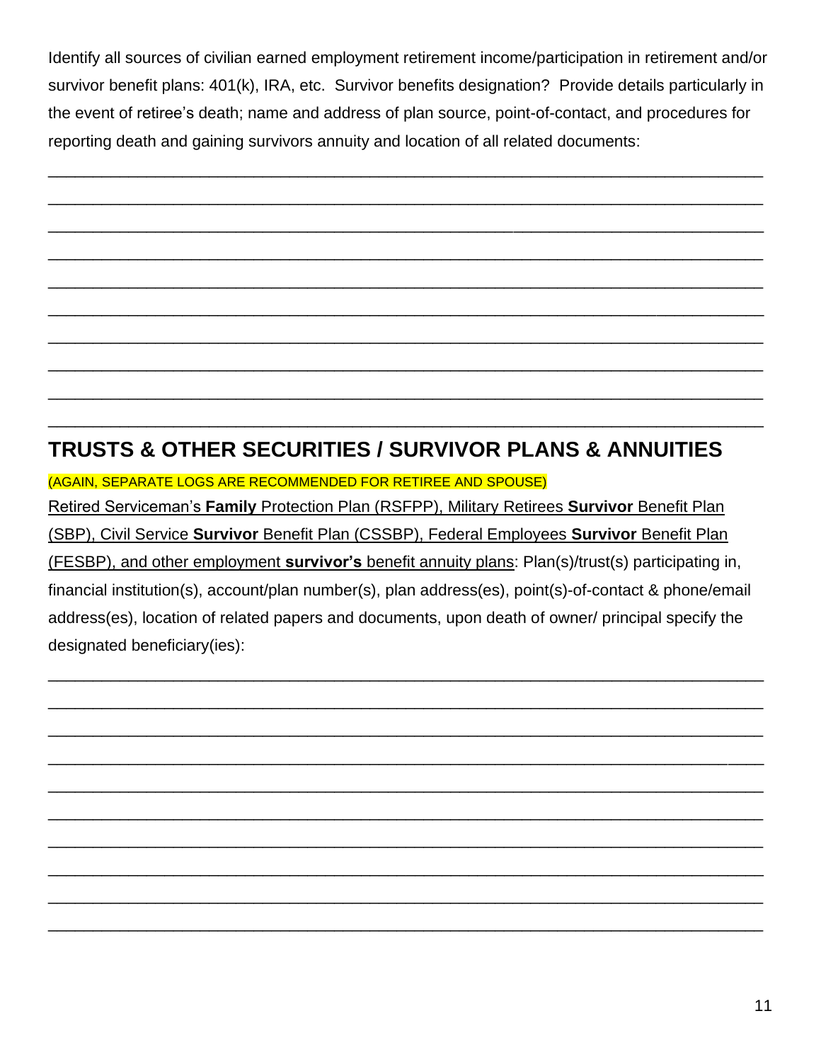Identify all sources of civilian earned employment retirement income/participation in retirement and/or survivor benefit plans: 401(k), IRA, etc. Survivor benefits designation? Provide details particularly in the event of retiree's death; name and address of plan source, point-of-contact, and procedures for reporting death and gaining survivors annuity and location of all related documents:

______________________________________________________________________________

______________________________________________________________________________

______________________________________________________________________________

______________________________________________________________________________

______________________________________________________________________________

______________________________________________________________________________

______________________________________________________________________________

______________________________________________________________________________

______________________________________________________________________________

______________________________________________________________________________

## TRUSTS & OTHER SECURITIES / SURVIVOR PLANS & ANNUITIES

(AGAIN, SEPARATE LOGS ARE RECOMMENDED FOR RETIREE AND SPOUSE)

<u>Retired Serviceman's **Family** Protection Plan (RSFPP), Military Retirees **Survivor** Benefit Plan (SBP), Civil Service **Survivor** Benefit Plan (CSSBP), Federal Employees **Survivor** Benefit Plan (FESBP), and other employment **survivor's** benefit annuity plans</u>: Plan(s)/trust(s) participating in, financial institution(s), account/plan number(s), plan address(es), point(s)-of-contact & phone/email address(es), location of related papers and documents, upon death of owner/ principal specify the designated beneficiary(ies):

______________________________________________________________________________

______________________________________________________________________________

______________________________________________________________________________

______________________________________________________________________________

______________________________________________________________________________

______________________________________________________________________________

______________________________________________________________________________

______________________________________________________________________________

______________________________________________________________________________

______________________________________________________________________________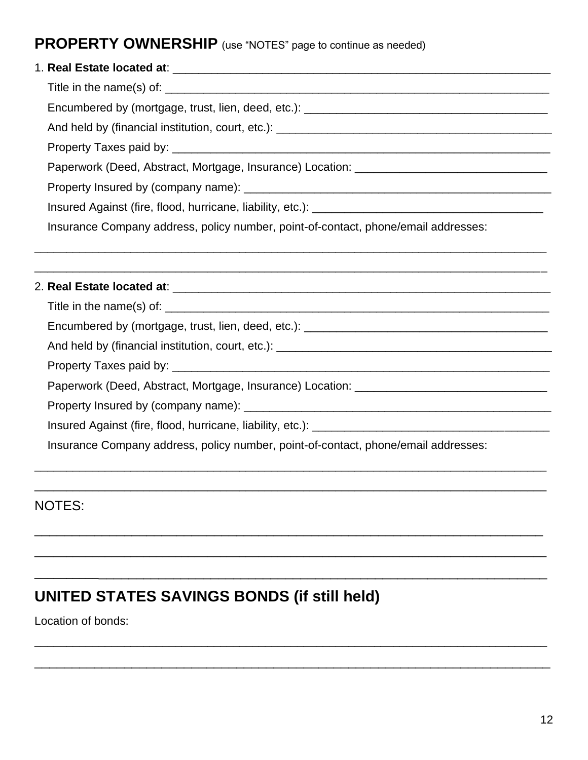## **PROPERTY OWNERSHIP** (use "NOTES" page to continue as needed)

1. **Real Estate located at**: ______________________________________________________________

   Title in the name(s) of: ______________________________________________________________

   Encumbered by (mortgage, trust, lien, deed, etc.): ______________________________________

   And held by (financial institution, court, etc.): ___________________________________________

   Property Taxes paid by: _______________________________________________________________

   Paperwork (Deed, Abstract, Mortgage, Insurance) Location: ______________________________

   Property Insured by (company name): _________________________________________________

   Insured Against (fire, flood, hurricane, liability, etc.): _____________________________________

   Insurance Company address, policy number, point-of-contact, phone/email addresses:

_____________________________________________________________________________________

_____________________________________________________________________________________

2. **Real Estate located at**: ______________________________________________________________

   Title in the name(s) of: ______________________________________________________________

   Encumbered by (mortgage, trust, lien, deed, etc.): ______________________________________

   And held by (financial institution, court, etc.): ___________________________________________

   Property Taxes paid by: _______________________________________________________________

   Paperwork (Deed, Abstract, Mortgage, Insurance) Location: ______________________________

   Property Insured by (company name): _________________________________________________

   Insured Against (fire, flood, hurricane, liability, etc.): _____________________________________

   Insurance Company address, policy number, point-of-contact, phone/email addresses:

_____________________________________________________________________________________

_____________________________________________________________________________________

NOTES:

_____________________________________________________________________________________

_____________________________________________________________________________________

_____________________________________________________________________________________

## **UNITED STATES SAVINGS BONDS (if still held)**

Location of bonds:

_____________________________________________________________________________________

_____________________________________________________________________________________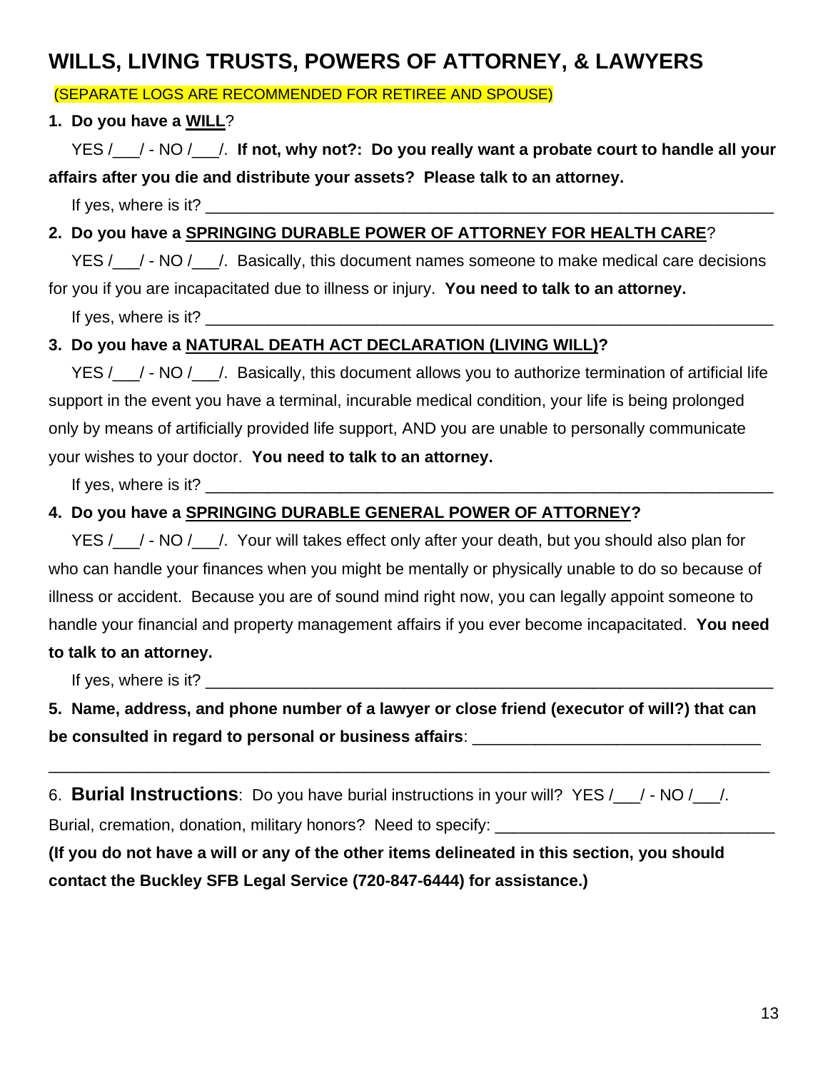# WILLS, LIVING TRUSTS, POWERS OF ATTORNEY, & LAWYERS

(SEPARATE LOGS ARE RECOMMENDED FOR RETIREE AND SPOUSE)

**1. Do you have a <u>WILL</u>?**

YES /___/ - NO /___/. **If not, why not?: Do you really want a probate court to handle all your affairs after you die and distribute your assets? Please talk to an attorney.**

If yes, where is it? ______________________________________________________________

**2. Do you have a <u>SPRINGING DURABLE POWER OF ATTORNEY FOR HEALTH CARE</u>?**

YES /___/ - NO /___/. Basically, this document names someone to make medical care decisions for you if you are incapacitated due to illness or injury. **You need to talk to an attorney.**

If yes, where is it? ______________________________________________________________

**3. Do you have a <u>NATURAL DEATH ACT DECLARATION (LIVING WILL)</u>?**

YES /___/ - NO /___/. Basically, this document allows you to authorize termination of artificial life support in the event you have a terminal, incurable medical condition, your life is being prolonged only by means of artificially provided life support, AND you are unable to personally communicate your wishes to your doctor. **You need to talk to an attorney.**

If yes, where is it? ______________________________________________________________

**4. Do you have a <u>SPRINGING DURABLE GENERAL POWER OF ATTORNEY</u>?**

YES /___/ - NO /___/. Your will takes effect only after your death, but you should also plan for who can handle your finances when you might be mentally or physically unable to do so because of illness or accident. Because you are of sound mind right now, you can legally appoint someone to handle your financial and property management affairs if you ever become incapacitated. **You need to talk to an attorney.**

If yes, where is it? ______________________________________________________________

**5. Name, address, and phone number of a lawyer or close friend (executor of will?) that can be consulted in regard to personal or business affairs**: ________________________________

______________________________________________________________________________

6. **Burial Instructions**: Do you have burial instructions in your will? YES /___/ - NO /___/.

Burial, cremation, donation, military honors? Need to specify: ________________________________

**(If you do not have a will or any of the other items delineated in this section, you should contact the Buckley SFB Legal Service (720-847-6444) for assistance.)**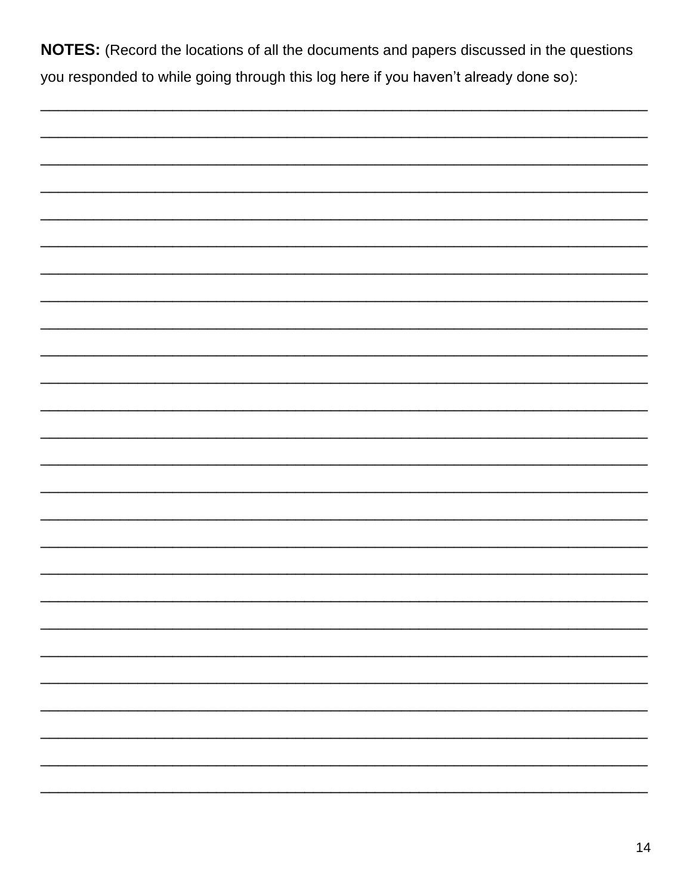**NOTES:** (Record the locations of all the documents and papers discussed in the questions you responded to while going through this log here if you haven't already done so):

\_\_\_\_\_\_\_\_\_\_\_\_\_\_\_\_\_\_\_\_\_\_\_\_\_\_\_\_\_\_\_\_\_\_\_\_\_\_\_\_\_\_\_\_\_\_\_\_\_\_\_\_\_\_\_\_\_\_\_\_\_\_\_\_\_\_\_\_\_\_\_\_\_\_\_\_

\_\_\_\_\_\_\_\_\_\_\_\_\_\_\_\_\_\_\_\_\_\_\_\_\_\_\_\_\_\_\_\_\_\_\_\_\_\_\_\_\_\_\_\_\_\_\_\_\_\_\_\_\_\_\_\_\_\_\_\_\_\_\_\_\_\_\_\_\_\_\_\_\_\_\_\_

\_\_\_\_\_\_\_\_\_\_\_\_\_\_\_\_\_\_\_\_\_\_\_\_\_\_\_\_\_\_\_\_\_\_\_\_\_\_\_\_\_\_\_\_\_\_\_\_\_\_\_\_\_\_\_\_\_\_\_\_\_\_\_\_\_\_\_\_\_\_\_\_\_\_\_\_

\_\_\_\_\_\_\_\_\_\_\_\_\_\_\_\_\_\_\_\_\_\_\_\_\_\_\_\_\_\_\_\_\_\_\_\_\_\_\_\_\_\_\_\_\_\_\_\_\_\_\_\_\_\_\_\_\_\_\_\_\_\_\_\_\_\_\_\_\_\_\_\_\_\_\_\_

\_\_\_\_\_\_\_\_\_\_\_\_\_\_\_\_\_\_\_\_\_\_\_\_\_\_\_\_\_\_\_\_\_\_\_\_\_\_\_\_\_\_\_\_\_\_\_\_\_\_\_\_\_\_\_\_\_\_\_\_\_\_\_\_\_\_\_\_\_\_\_\_\_\_\_\_

\_\_\_\_\_\_\_\_\_\_\_\_\_\_\_\_\_\_\_\_\_\_\_\_\_\_\_\_\_\_\_\_\_\_\_\_\_\_\_\_\_\_\_\_\_\_\_\_\_\_\_\_\_\_\_\_\_\_\_\_\_\_\_\_\_\_\_\_\_\_\_\_\_\_\_\_

\_\_\_\_\_\_\_\_\_\_\_\_\_\_\_\_\_\_\_\_\_\_\_\_\_\_\_\_\_\_\_\_\_\_\_\_\_\_\_\_\_\_\_\_\_\_\_\_\_\_\_\_\_\_\_\_\_\_\_\_\_\_\_\_\_\_\_\_\_\_\_\_\_\_\_\_

\_\_\_\_\_\_\_\_\_\_\_\_\_\_\_\_\_\_\_\_\_\_\_\_\_\_\_\_\_\_\_\_\_\_\_\_\_\_\_\_\_\_\_\_\_\_\_\_\_\_\_\_\_\_\_\_\_\_\_\_\_\_\_\_\_\_\_\_\_\_\_\_\_\_\_\_

\_\_\_\_\_\_\_\_\_\_\_\_\_\_\_\_\_\_\_\_\_\_\_\_\_\_\_\_\_\_\_\_\_\_\_\_\_\_\_\_\_\_\_\_\_\_\_\_\_\_\_\_\_\_\_\_\_\_\_\_\_\_\_\_\_\_\_\_\_\_\_\_\_\_\_\_

\_\_\_\_\_\_\_\_\_\_\_\_\_\_\_\_\_\_\_\_\_\_\_\_\_\_\_\_\_\_\_\_\_\_\_\_\_\_\_\_\_\_\_\_\_\_\_\_\_\_\_\_\_\_\_\_\_\_\_\_\_\_\_\_\_\_\_\_\_\_\_\_\_\_\_\_

\_\_\_\_\_\_\_\_\_\_\_\_\_\_\_\_\_\_\_\_\_\_\_\_\_\_\_\_\_\_\_\_\_\_\_\_\_\_\_\_\_\_\_\_\_\_\_\_\_\_\_\_\_\_\_\_\_\_\_\_\_\_\_\_\_\_\_\_\_\_\_\_\_\_\_\_

\_\_\_\_\_\_\_\_\_\_\_\_\_\_\_\_\_\_\_\_\_\_\_\_\_\_\_\_\_\_\_\_\_\_\_\_\_\_\_\_\_\_\_\_\_\_\_\_\_\_\_\_\_\_\_\_\_\_\_\_\_\_\_\_\_\_\_\_\_\_\_\_\_\_\_\_

\_\_\_\_\_\_\_\_\_\_\_\_\_\_\_\_\_\_\_\_\_\_\_\_\_\_\_\_\_\_\_\_\_\_\_\_\_\_\_\_\_\_\_\_\_\_\_\_\_\_\_\_\_\_\_\_\_\_\_\_\_\_\_\_\_\_\_\_\_\_\_\_\_\_\_\_

\_\_\_\_\_\_\_\_\_\_\_\_\_\_\_\_\_\_\_\_\_\_\_\_\_\_\_\_\_\_\_\_\_\_\_\_\_\_\_\_\_\_\_\_\_\_\_\_\_\_\_\_\_\_\_\_\_\_\_\_\_\_\_\_\_\_\_\_\_\_\_\_\_\_\_\_

\_\_\_\_\_\_\_\_\_\_\_\_\_\_\_\_\_\_\_\_\_\_\_\_\_\_\_\_\_\_\_\_\_\_\_\_\_\_\_\_\_\_\_\_\_\_\_\_\_\_\_\_\_\_\_\_\_\_\_\_\_\_\_\_\_\_\_\_\_\_\_\_\_\_\_\_

\_\_\_\_\_\_\_\_\_\_\_\_\_\_\_\_\_\_\_\_\_\_\_\_\_\_\_\_\_\_\_\_\_\_\_\_\_\_\_\_\_\_\_\_\_\_\_\_\_\_\_\_\_\_\_\_\_\_\_\_\_\_\_\_\_\_\_\_\_\_\_\_\_\_\_\_

\_\_\_\_\_\_\_\_\_\_\_\_\_\_\_\_\_\_\_\_\_\_\_\_\_\_\_\_\_\_\_\_\_\_\_\_\_\_\_\_\_\_\_\_\_\_\_\_\_\_\_\_\_\_\_\_\_\_\_\_\_\_\_\_\_\_\_\_\_\_\_\_\_\_\_\_

\_\_\_\_\_\_\_\_\_\_\_\_\_\_\_\_\_\_\_\_\_\_\_\_\_\_\_\_\_\_\_\_\_\_\_\_\_\_\_\_\_\_\_\_\_\_\_\_\_\_\_\_\_\_\_\_\_\_\_\_\_\_\_\_\_\_\_\_\_\_\_\_\_\_\_\_

\_\_\_\_\_\_\_\_\_\_\_\_\_\_\_\_\_\_\_\_\_\_\_\_\_\_\_\_\_\_\_\_\_\_\_\_\_\_\_\_\_\_\_\_\_\_\_\_\_\_\_\_\_\_\_\_\_\_\_\_\_\_\_\_\_\_\_\_\_\_\_\_\_\_\_\_

\_\_\_\_\_\_\_\_\_\_\_\_\_\_\_\_\_\_\_\_\_\_\_\_\_\_\_\_\_\_\_\_\_\_\_\_\_\_\_\_\_\_\_\_\_\_\_\_\_\_\_\_\_\_\_\_\_\_\_\_\_\_\_\_\_\_\_\_\_\_\_\_\_\_\_\_

\_\_\_\_\_\_\_\_\_\_\_\_\_\_\_\_\_\_\_\_\_\_\_\_\_\_\_\_\_\_\_\_\_\_\_\_\_\_\_\_\_\_\_\_\_\_\_\_\_\_\_\_\_\_\_\_\_\_\_\_\_\_\_\_\_\_\_\_\_\_\_\_\_\_\_\_

\_\_\_\_\_\_\_\_\_\_\_\_\_\_\_\_\_\_\_\_\_\_\_\_\_\_\_\_\_\_\_\_\_\_\_\_\_\_\_\_\_\_\_\_\_\_\_\_\_\_\_\_\_\_\_\_\_\_\_\_\_\_\_\_\_\_\_\_\_\_\_\_\_\_\_\_

\_\_\_\_\_\_\_\_\_\_\_\_\_\_\_\_\_\_\_\_\_\_\_\_\_\_\_\_\_\_\_\_\_\_\_\_\_\_\_\_\_\_\_\_\_\_\_\_\_\_\_\_\_\_\_\_\_\_\_\_\_\_\_\_\_\_\_\_\_\_\_\_\_\_\_\_

\_\_\_\_\_\_\_\_\_\_\_\_\_\_\_\_\_\_\_\_\_\_\_\_\_\_\_\_\_\_\_\_\_\_\_\_\_\_\_\_\_\_\_\_\_\_\_\_\_\_\_\_\_\_\_\_\_\_\_\_\_\_\_\_\_\_\_\_\_\_\_\_\_\_\_\_

\_\_\_\_\_\_\_\_\_\_\_\_\_\_\_\_\_\_\_\_\_\_\_\_\_\_\_\_\_\_\_\_\_\_\_\_\_\_\_\_\_\_\_\_\_\_\_\_\_\_\_\_\_\_\_\_\_\_\_\_\_\_\_\_\_\_\_\_\_\_\_\_\_\_\_\_

\_\_\_\_\_\_\_\_\_\_\_\_\_\_\_\_\_\_\_\_\_\_\_\_\_\_\_\_\_\_\_\_\_\_\_\_\_\_\_\_\_\_\_\_\_\_\_\_\_\_\_\_\_\_\_\_\_\_\_\_\_\_\_\_\_\_\_\_\_\_\_\_\_\_\_\_

\_\_\_\_\_\_\_\_\_\_\_\_\_\_\_\_\_\_\_\_\_\_\_\_\_\_\_\_\_\_\_\_\_\_\_\_\_\_\_\_\_\_\_\_\_\_\_\_\_\_\_\_\_\_\_\_\_\_\_\_\_\_\_\_\_\_\_\_\_\_\_\_\_\_\_\_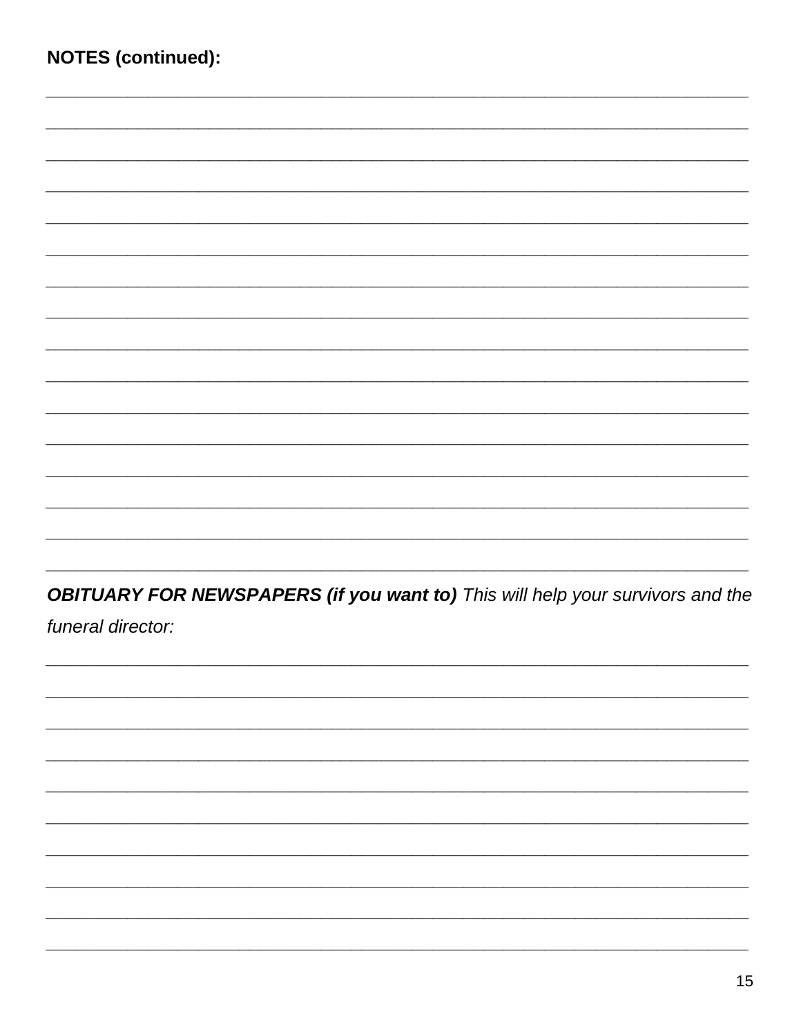**NOTES (continued):**

\_\_\_\_\_\_\_\_\_\_\_\_\_\_\_\_\_\_\_\_\_\_\_\_\_\_\_\_\_\_\_\_\_\_\_\_\_\_\_\_\_\_\_\_\_\_\_\_\_\_\_\_\_\_\_\_\_\_\_\_\_\_\_\_\_\_\_\_\_\_\_\_\_\_\_\_

\_\_\_\_\_\_\_\_\_\_\_\_\_\_\_\_\_\_\_\_\_\_\_\_\_\_\_\_\_\_\_\_\_\_\_\_\_\_\_\_\_\_\_\_\_\_\_\_\_\_\_\_\_\_\_\_\_\_\_\_\_\_\_\_\_\_\_\_\_\_\_\_\_\_\_\_

\_\_\_\_\_\_\_\_\_\_\_\_\_\_\_\_\_\_\_\_\_\_\_\_\_\_\_\_\_\_\_\_\_\_\_\_\_\_\_\_\_\_\_\_\_\_\_\_\_\_\_\_\_\_\_\_\_\_\_\_\_\_\_\_\_\_\_\_\_\_\_\_\_\_\_\_

\_\_\_\_\_\_\_\_\_\_\_\_\_\_\_\_\_\_\_\_\_\_\_\_\_\_\_\_\_\_\_\_\_\_\_\_\_\_\_\_\_\_\_\_\_\_\_\_\_\_\_\_\_\_\_\_\_\_\_\_\_\_\_\_\_\_\_\_\_\_\_\_\_\_\_\_

\_\_\_\_\_\_\_\_\_\_\_\_\_\_\_\_\_\_\_\_\_\_\_\_\_\_\_\_\_\_\_\_\_\_\_\_\_\_\_\_\_\_\_\_\_\_\_\_\_\_\_\_\_\_\_\_\_\_\_\_\_\_\_\_\_\_\_\_\_\_\_\_\_\_\_\_

\_\_\_\_\_\_\_\_\_\_\_\_\_\_\_\_\_\_\_\_\_\_\_\_\_\_\_\_\_\_\_\_\_\_\_\_\_\_\_\_\_\_\_\_\_\_\_\_\_\_\_\_\_\_\_\_\_\_\_\_\_\_\_\_\_\_\_\_\_\_\_\_\_\_\_\_

\_\_\_\_\_\_\_\_\_\_\_\_\_\_\_\_\_\_\_\_\_\_\_\_\_\_\_\_\_\_\_\_\_\_\_\_\_\_\_\_\_\_\_\_\_\_\_\_\_\_\_\_\_\_\_\_\_\_\_\_\_\_\_\_\_\_\_\_\_\_\_\_\_\_\_\_

\_\_\_\_\_\_\_\_\_\_\_\_\_\_\_\_\_\_\_\_\_\_\_\_\_\_\_\_\_\_\_\_\_\_\_\_\_\_\_\_\_\_\_\_\_\_\_\_\_\_\_\_\_\_\_\_\_\_\_\_\_\_\_\_\_\_\_\_\_\_\_\_\_\_\_\_

\_\_\_\_\_\_\_\_\_\_\_\_\_\_\_\_\_\_\_\_\_\_\_\_\_\_\_\_\_\_\_\_\_\_\_\_\_\_\_\_\_\_\_\_\_\_\_\_\_\_\_\_\_\_\_\_\_\_\_\_\_\_\_\_\_\_\_\_\_\_\_\_\_\_\_\_

\_\_\_\_\_\_\_\_\_\_\_\_\_\_\_\_\_\_\_\_\_\_\_\_\_\_\_\_\_\_\_\_\_\_\_\_\_\_\_\_\_\_\_\_\_\_\_\_\_\_\_\_\_\_\_\_\_\_\_\_\_\_\_\_\_\_\_\_\_\_\_\_\_\_\_\_

\_\_\_\_\_\_\_\_\_\_\_\_\_\_\_\_\_\_\_\_\_\_\_\_\_\_\_\_\_\_\_\_\_\_\_\_\_\_\_\_\_\_\_\_\_\_\_\_\_\_\_\_\_\_\_\_\_\_\_\_\_\_\_\_\_\_\_\_\_\_\_\_\_\_\_\_

\_\_\_\_\_\_\_\_\_\_\_\_\_\_\_\_\_\_\_\_\_\_\_\_\_\_\_\_\_\_\_\_\_\_\_\_\_\_\_\_\_\_\_\_\_\_\_\_\_\_\_\_\_\_\_\_\_\_\_\_\_\_\_\_\_\_\_\_\_\_\_\_\_\_\_\_

\_\_\_\_\_\_\_\_\_\_\_\_\_\_\_\_\_\_\_\_\_\_\_\_\_\_\_\_\_\_\_\_\_\_\_\_\_\_\_\_\_\_\_\_\_\_\_\_\_\_\_\_\_\_\_\_\_\_\_\_\_\_\_\_\_\_\_\_\_\_\_\_\_\_\_\_

\_\_\_\_\_\_\_\_\_\_\_\_\_\_\_\_\_\_\_\_\_\_\_\_\_\_\_\_\_\_\_\_\_\_\_\_\_\_\_\_\_\_\_\_\_\_\_\_\_\_\_\_\_\_\_\_\_\_\_\_\_\_\_\_\_\_\_\_\_\_\_\_\_\_\_\_

\_\_\_\_\_\_\_\_\_\_\_\_\_\_\_\_\_\_\_\_\_\_\_\_\_\_\_\_\_\_\_\_\_\_\_\_\_\_\_\_\_\_\_\_\_\_\_\_\_\_\_\_\_\_\_\_\_\_\_\_\_\_\_\_\_\_\_\_\_\_\_\_\_\_\_\_

\_\_\_\_\_\_\_\_\_\_\_\_\_\_\_\_\_\_\_\_\_\_\_\_\_\_\_\_\_\_\_\_\_\_\_\_\_\_\_\_\_\_\_\_\_\_\_\_\_\_\_\_\_\_\_\_\_\_\_\_\_\_\_\_\_\_\_\_\_\_\_\_\_\_\_\_

***OBITUARY FOR NEWSPAPERS (if you want to)*** *This will help your survivors and the funeral director:*

\_\_\_\_\_\_\_\_\_\_\_\_\_\_\_\_\_\_\_\_\_\_\_\_\_\_\_\_\_\_\_\_\_\_\_\_\_\_\_\_\_\_\_\_\_\_\_\_\_\_\_\_\_\_\_\_\_\_\_\_\_\_\_\_\_\_\_\_\_\_\_\_\_\_\_\_

\_\_\_\_\_\_\_\_\_\_\_\_\_\_\_\_\_\_\_\_\_\_\_\_\_\_\_\_\_\_\_\_\_\_\_\_\_\_\_\_\_\_\_\_\_\_\_\_\_\_\_\_\_\_\_\_\_\_\_\_\_\_\_\_\_\_\_\_\_\_\_\_\_\_\_\_

\_\_\_\_\_\_\_\_\_\_\_\_\_\_\_\_\_\_\_\_\_\_\_\_\_\_\_\_\_\_\_\_\_\_\_\_\_\_\_\_\_\_\_\_\_\_\_\_\_\_\_\_\_\_\_\_\_\_\_\_\_\_\_\_\_\_\_\_\_\_\_\_\_\_\_\_

\_\_\_\_\_\_\_\_\_\_\_\_\_\_\_\_\_\_\_\_\_\_\_\_\_\_\_\_\_\_\_\_\_\_\_\_\_\_\_\_\_\_\_\_\_\_\_\_\_\_\_\_\_\_\_\_\_\_\_\_\_\_\_\_\_\_\_\_\_\_\_\_\_\_\_\_

\_\_\_\_\_\_\_\_\_\_\_\_\_\_\_\_\_\_\_\_\_\_\_\_\_\_\_\_\_\_\_\_\_\_\_\_\_\_\_\_\_\_\_\_\_\_\_\_\_\_\_\_\_\_\_\_\_\_\_\_\_\_\_\_\_\_\_\_\_\_\_\_\_\_\_\_

\_\_\_\_\_\_\_\_\_\_\_\_\_\_\_\_\_\_\_\_\_\_\_\_\_\_\_\_\_\_\_\_\_\_\_\_\_\_\_\_\_\_\_\_\_\_\_\_\_\_\_\_\_\_\_\_\_\_\_\_\_\_\_\_\_\_\_\_\_\_\_\_\_\_\_\_

\_\_\_\_\_\_\_\_\_\_\_\_\_\_\_\_\_\_\_\_\_\_\_\_\_\_\_\_\_\_\_\_\_\_\_\_\_\_\_\_\_\_\_\_\_\_\_\_\_\_\_\_\_\_\_\_\_\_\_\_\_\_\_\_\_\_\_\_\_\_\_\_\_\_\_\_

\_\_\_\_\_\_\_\_\_\_\_\_\_\_\_\_\_\_\_\_\_\_\_\_\_\_\_\_\_\_\_\_\_\_\_\_\_\_\_\_\_\_\_\_\_\_\_\_\_\_\_\_\_\_\_\_\_\_\_\_\_\_\_\_\_\_\_\_\_\_\_\_\_\_\_\_

\_\_\_\_\_\_\_\_\_\_\_\_\_\_\_\_\_\_\_\_\_\_\_\_\_\_\_\_\_\_\_\_\_\_\_\_\_\_\_\_\_\_\_\_\_\_\_\_\_\_\_\_\_\_\_\_\_\_\_\_\_\_\_\_\_\_\_\_\_\_\_\_\_\_\_\_

\_\_\_\_\_\_\_\_\_\_\_\_\_\_\_\_\_\_\_\_\_\_\_\_\_\_\_\_\_\_\_\_\_\_\_\_\_\_\_\_\_\_\_\_\_\_\_\_\_\_\_\_\_\_\_\_\_\_\_\_\_\_\_\_\_\_\_\_\_\_\_\_\_\_\_\_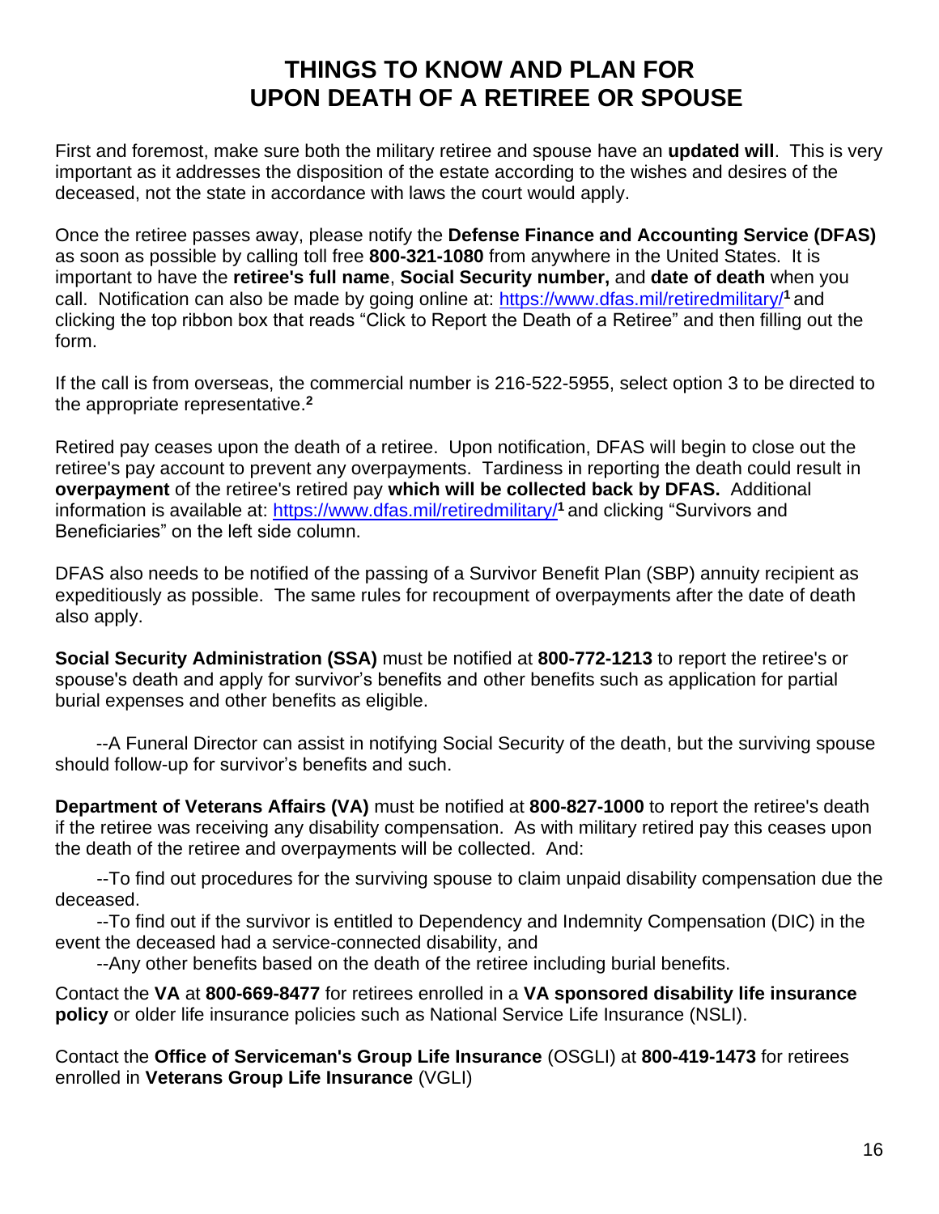# THINGS TO KNOW AND PLAN FOR UPON DEATH OF A RETIREE OR SPOUSE

First and foremost, make sure both the military retiree and spouse have an **updated will**. This is very important as it addresses the disposition of the estate according to the wishes and desires of the deceased, not the state in accordance with laws the court would apply.

Once the retiree passes away, please notify the **Defense Finance and Accounting Service (DFAS)** as soon as possible by calling toll free **800-321-1080** from anywhere in the United States. It is important to have the **retiree's full name**, **Social Security number,** and **date of death** when you call. Notification can also be made by going online at: https://www.dfas.mil/retiredmilitary/[1] and clicking the top ribbon box that reads "Click to Report the Death of a Retiree" and then filling out the form.

If the call is from overseas, the commercial number is 216-522-5955, select option 3 to be directed to the appropriate representative.[2]

Retired pay ceases upon the death of a retiree. Upon notification, DFAS will begin to close out the retiree's pay account to prevent any overpayments. Tardiness in reporting the death could result in **overpayment** of the retiree's retired pay **which will be collected back by DFAS.** Additional information is available at: https://www.dfas.mil/retiredmilitary/[1] and clicking "Survivors and Beneficiaries" on the left side column.

DFAS also needs to be notified of the passing of a Survivor Benefit Plan (SBP) annuity recipient as expeditiously as possible. The same rules for recoupment of overpayments after the date of death also apply.

**Social Security Administration (SSA)** must be notified at **800-772-1213** to report the retiree's or spouse's death and apply for survivor's benefits and other benefits such as application for partial burial expenses and other benefits as eligible.

--A Funeral Director can assist in notifying Social Security of the death, but the surviving spouse should follow-up for survivor's benefits and such.

**Department of Veterans Affairs (VA)** must be notified at **800-827-1000** to report the retiree's death if the retiree was receiving any disability compensation. As with military retired pay this ceases upon the death of the retiree and overpayments will be collected. And:

--To find out procedures for the surviving spouse to claim unpaid disability compensation due the deceased.

--To find out if the survivor is entitled to Dependency and Indemnity Compensation (DIC) in the event the deceased had a service-connected disability, and

--Any other benefits based on the death of the retiree including burial benefits.

Contact the **VA** at **800-669-8477** for retirees enrolled in a **VA sponsored disability life insurance policy** or older life insurance policies such as National Service Life Insurance (NSLI).

Contact the **Office of Serviceman's Group Life Insurance** (OSGLI) at **800-419-1473** for retirees enrolled in **Veterans Group Life Insurance** (VGLI)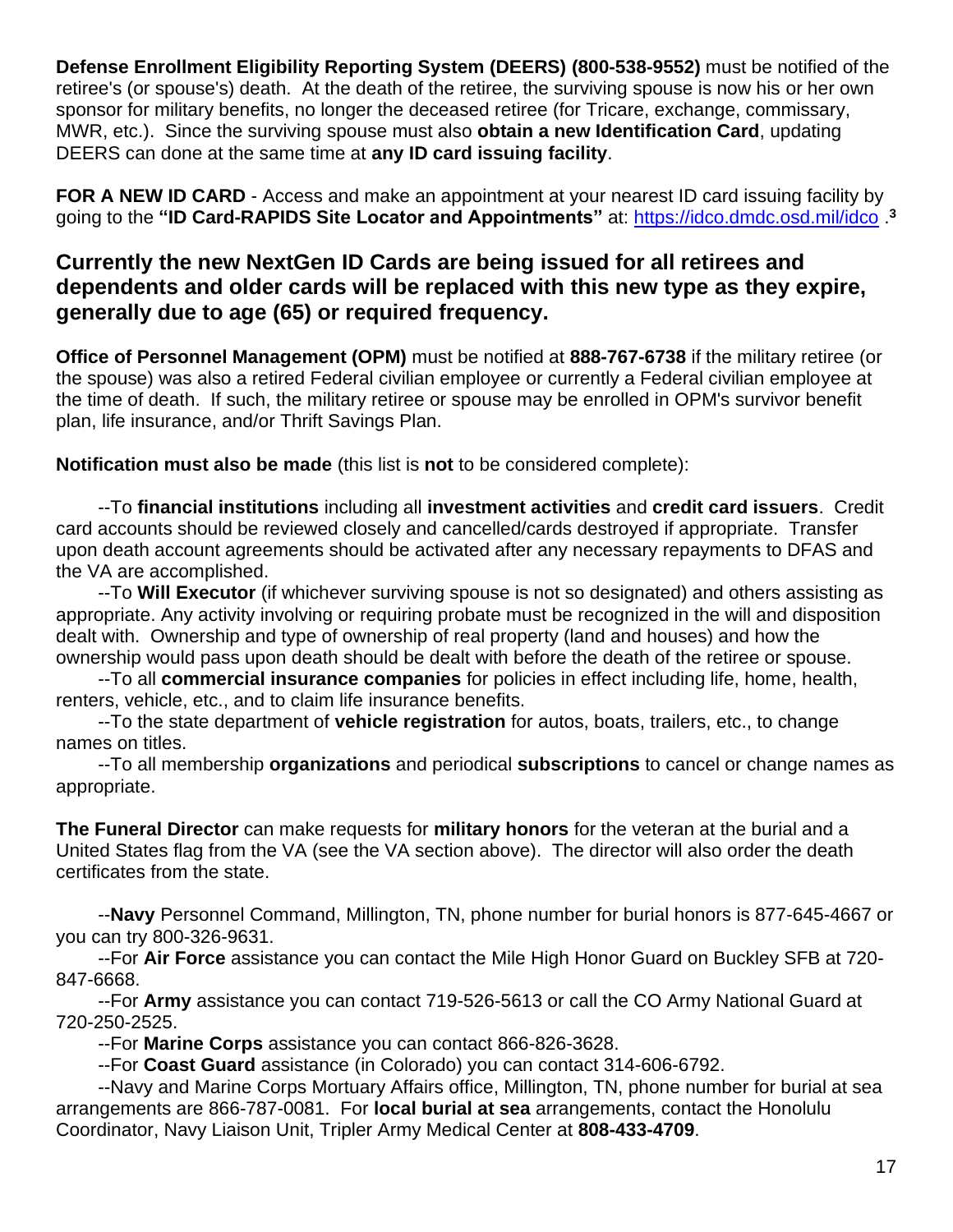**Defense Enrollment Eligibility Reporting System (DEERS) (800-538-9552)** must be notified of the retiree's (or spouse's) death. At the death of the retiree, the surviving spouse is now his or her own sponsor for military benefits, no longer the deceased retiree (for Tricare, exchange, commissary, MWR, etc.). Since the surviving spouse must also **obtain a new Identification Card**, updating DEERS can done at the same time at **any ID card issuing facility**.

**FOR A NEW ID CARD** - Access and make an appointment at your nearest ID card issuing facility by going to the **"ID Card-RAPIDS Site Locator and Appointments"** at: https://idco.dmdc.osd.mil/idco .[3]

## Currently the new NextGen ID Cards are being issued for all retirees and dependents and older cards will be replaced with this new type as they expire, generally due to age (65) or required frequency.

**Office of Personnel Management (OPM)** must be notified at **888-767-6738** if the military retiree (or the spouse) was also a retired Federal civilian employee or currently a Federal civilian employee at the time of death. If such, the military retiree or spouse may be enrolled in OPM's survivor benefit plan, life insurance, and/or Thrift Savings Plan.

**Notification must also be made** (this list is **not** to be considered complete):

--To **financial institutions** including all **investment activities** and **credit card issuers**. Credit card accounts should be reviewed closely and cancelled/cards destroyed if appropriate. Transfer upon death account agreements should be activated after any necessary repayments to DFAS and the VA are accomplished.

--To **Will Executor** (if whichever surviving spouse is not so designated) and others assisting as appropriate. Any activity involving or requiring probate must be recognized in the will and disposition dealt with. Ownership and type of ownership of real property (land and houses) and how the ownership would pass upon death should be dealt with before the death of the retiree or spouse.

--To all **commercial insurance companies** for policies in effect including life, home, health, renters, vehicle, etc., and to claim life insurance benefits.

--To the state department of **vehicle registration** for autos, boats, trailers, etc., to change names on titles.

--To all membership **organizations** and periodical **subscriptions** to cancel or change names as appropriate.

**The Funeral Director** can make requests for **military honors** for the veteran at the burial and a United States flag from the VA (see the VA section above). The director will also order the death certificates from the state.

--**Navy** Personnel Command, Millington, TN, phone number for burial honors is 877-645-4667 or you can try 800-326-9631.

--For **Air Force** assistance you can contact the Mile High Honor Guard on Buckley SFB at 720-847-6668.

--For **Army** assistance you can contact 719-526-5613 or call the CO Army National Guard at 720-250-2525.

--For **Marine Corps** assistance you can contact 866-826-3628.

--For **Coast Guard** assistance (in Colorado) you can contact 314-606-6792.

--Navy and Marine Corps Mortuary Affairs office, Millington, TN, phone number for burial at sea arrangements are 866-787-0081. For **local burial at sea** arrangements, contact the Honolulu Coordinator, Navy Liaison Unit, Tripler Army Medical Center at **808-433-4709**.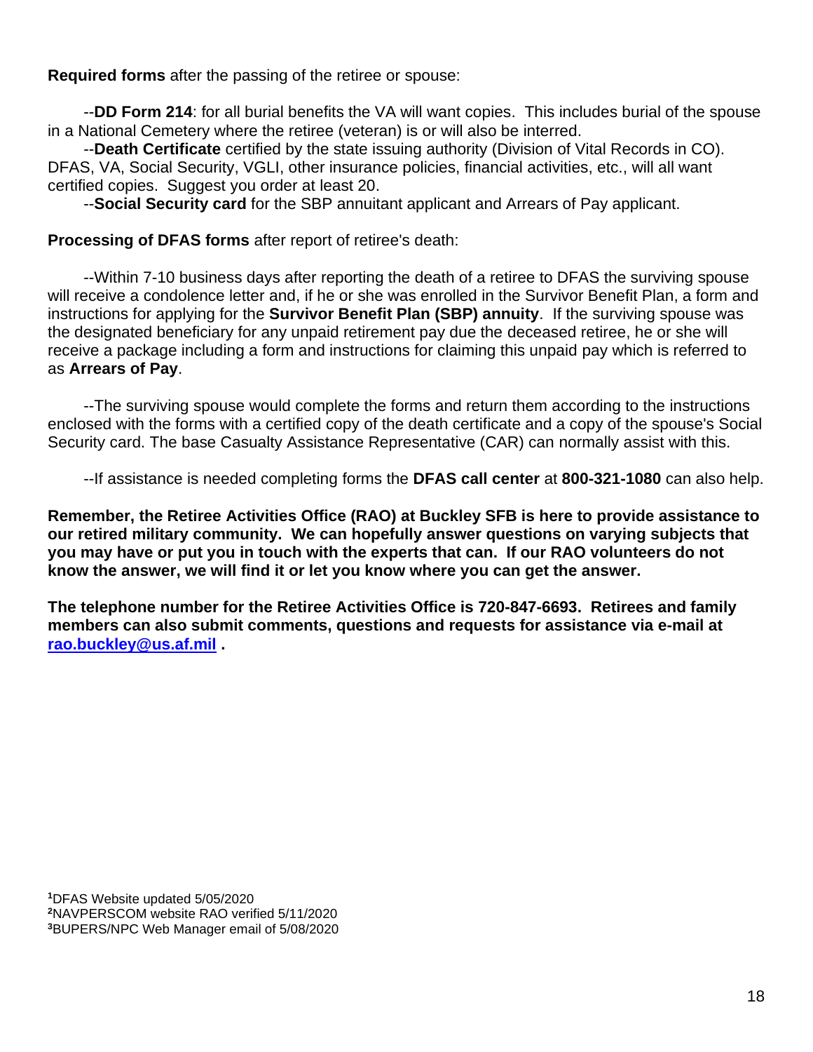**Required forms** after the passing of the retiree or spouse:

--**DD Form 214**: for all burial benefits the VA will want copies. This includes burial of the spouse in a National Cemetery where the retiree (veteran) is or will also be interred.

--**Death Certificate** certified by the state issuing authority (Division of Vital Records in CO). DFAS, VA, Social Security, VGLI, other insurance policies, financial activities, etc., will all want certified copies. Suggest you order at least 20.

--**Social Security card** for the SBP annuitant applicant and Arrears of Pay applicant.

**Processing of DFAS forms** after report of retiree's death:

--Within 7-10 business days after reporting the death of a retiree to DFAS the surviving spouse will receive a condolence letter and, if he or she was enrolled in the Survivor Benefit Plan, a form and instructions for applying for the **Survivor Benefit Plan (SBP) annuity**. If the surviving spouse was the designated beneficiary for any unpaid retirement pay due the deceased retiree, he or she will receive a package including a form and instructions for claiming this unpaid pay which is referred to as **Arrears of Pay**.

--The surviving spouse would complete the forms and return them according to the instructions enclosed with the forms with a certified copy of the death certificate and a copy of the spouse's Social Security card. The base Casualty Assistance Representative (CAR) can normally assist with this.

--If assistance is needed completing forms the **DFAS call center** at **800-321-1080** can also help.

**Remember, the Retiree Activities Office (RAO) at Buckley SFB is here to provide assistance to our retired military community. We can hopefully answer questions on varying subjects that you may have or put you in touch with the experts that can. If our RAO volunteers do not know the answer, we will find it or let you know where you can get the answer.**

**The telephone number for the Retiree Activities Office is 720-847-6693. Retirees and family members can also submit comments, questions and requests for assistance via e-mail at [rao.buckley@us.af.mil](mailto:rao.buckley@us.af.mil) .**

[1]DFAS Website updated 5/05/2020
[2]NAVPERSCOM website RAO verified 5/11/2020
[3]BUPERS/NPC Web Manager email of 5/08/2020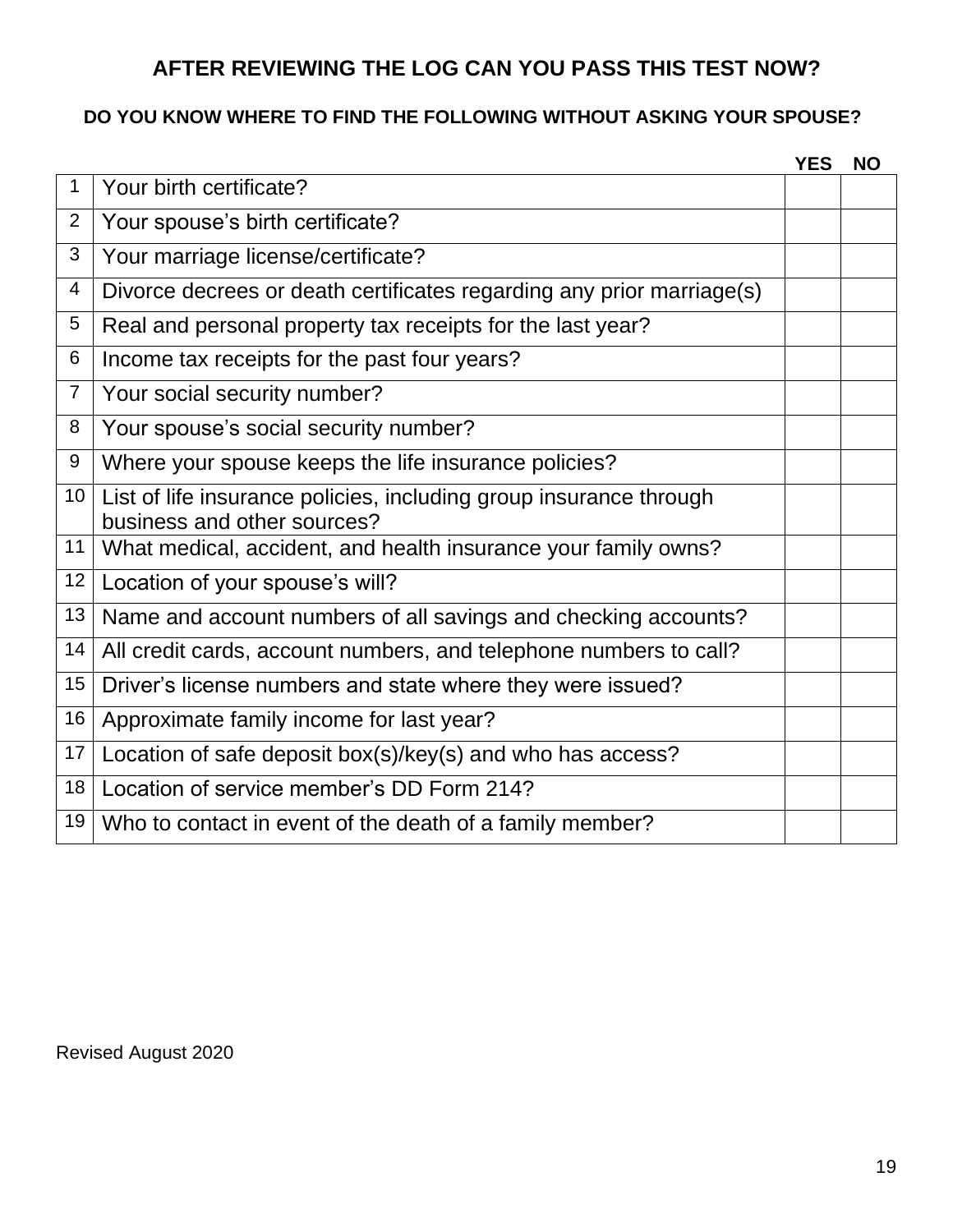## AFTER REVIEWING THE LOG CAN YOU PASS THIS TEST NOW?

### DO YOU KNOW WHERE TO FIND THE FOLLOWING WITHOUT ASKING YOUR SPOUSE?

| | | YES | NO |
|---|---|---|---|
| 1 | Your birth certificate? | | |
| 2 | Your spouse's birth certificate? | | |
| 3 | Your marriage license/certificate? | | |
| 4 | Divorce decrees or death certificates regarding any prior marriage(s) | | |
| 5 | Real and personal property tax receipts for the last year? | | |
| 6 | Income tax receipts for the past four years? | | |
| 7 | Your social security number? | | |
| 8 | Your spouse's social security number? | | |
| 9 | Where your spouse keeps the life insurance policies? | | |
| 10 | List of life insurance policies, including group insurance through business and other sources? | | |
| 11 | What medical, accident, and health insurance your family owns? | | |
| 12 | Location of your spouse's will? | | |
| 13 | Name and account numbers of all savings and checking accounts? | | |
| 14 | All credit cards, account numbers, and telephone numbers to call? | | |
| 15 | Driver's license numbers and state where they were issued? | | |
| 16 | Approximate family income for last year? | | |
| 17 | Location of safe deposit box(s)/key(s) and who has access? | | |
| 18 | Location of service member's DD Form 214? | | |
| 19 | Who to contact in event of the death of a family member? | | |

Revised August 2020